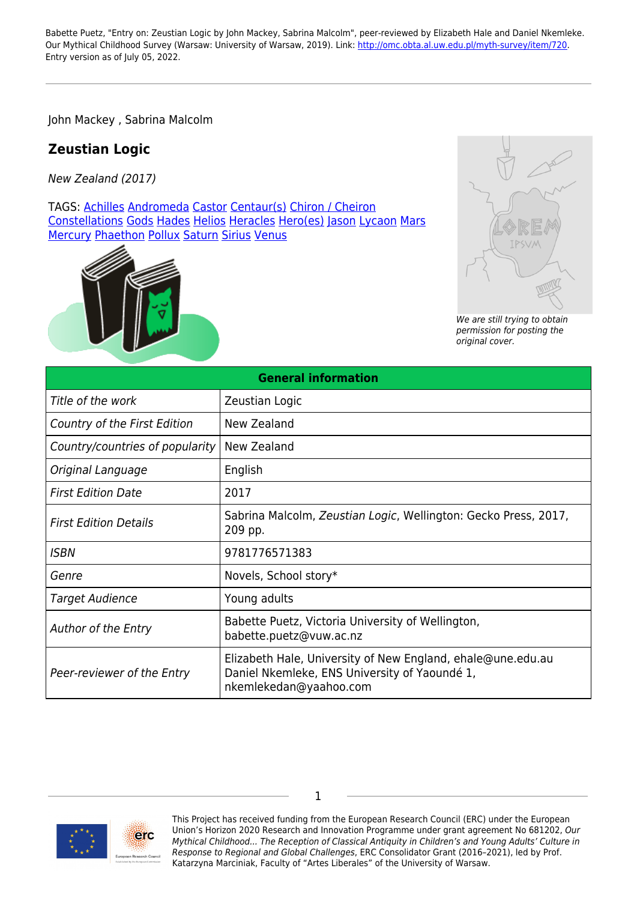Babette Puetz, "Entry on: Zeustian Logic by John Mackey, Sabrina Malcolm", peer-reviewed by Elizabeth Hale and Daniel Nkemleke. Our Mythical Childhood Survey (Warsaw: University of Warsaw, 2019). Link: http://omc.obta.al.uw.edu.pl/myth-survey/item/720. Entry version as of July 05, 2022.

John Mackey , Sabrina Malcolm

## Zeustian Logic

*New Zealand (2017)*

TAGS: Achilles Andromeda Castor Centaur(s) Chiron / Cheiron Constellations Gods Hades Helios Heracles Hero(es) Jason Lycaon Mars Mercury Phaethon Pollux Saturn Sirius Venus

*We are still trying to obtain permission for posting the original cover.*

| General information | |
|---|---|
| *Title of the work* | Zeustian Logic |
| *Country of the First Edition* | New Zealand |
| *Country/countries of popularity* | New Zealand |
| *Original Language* | English |
| *First Edition Date* | 2017 |
| *First Edition Details* | Sabrina Malcolm, *Zeustian Logic*, Wellington: Gecko Press, 2017, 209 pp. |
| *ISBN* | 9781776571383 |
| *Genre* | Novels, School story* |
| *Target Audience* | Young adults |
| *Author of the Entry* | Babette Puetz, Victoria University of Wellington, babette.puetz@vuw.ac.nz |
| *Peer-reviewer of the Entry* | Elizabeth Hale, University of New England, ehale@une.edu.au<br>Daniel Nkemleke, ENS University of Yaoundé 1, nkemlekedan@yaahoo.com |

This Project has received funding from the European Research Council (ERC) under the European Union's Horizon 2020 Research and Innovation Programme under grant agreement No 681202, *Our Mythical Childhood... The Reception of Classical Antiquity in Children's and Young Adults' Culture in Response to Regional and Global Challenges*, ERC Consolidator Grant (2016–2021), led by Prof. Katarzyna Marciniak, Faculty of "Artes Liberales" of the University of Warsaw.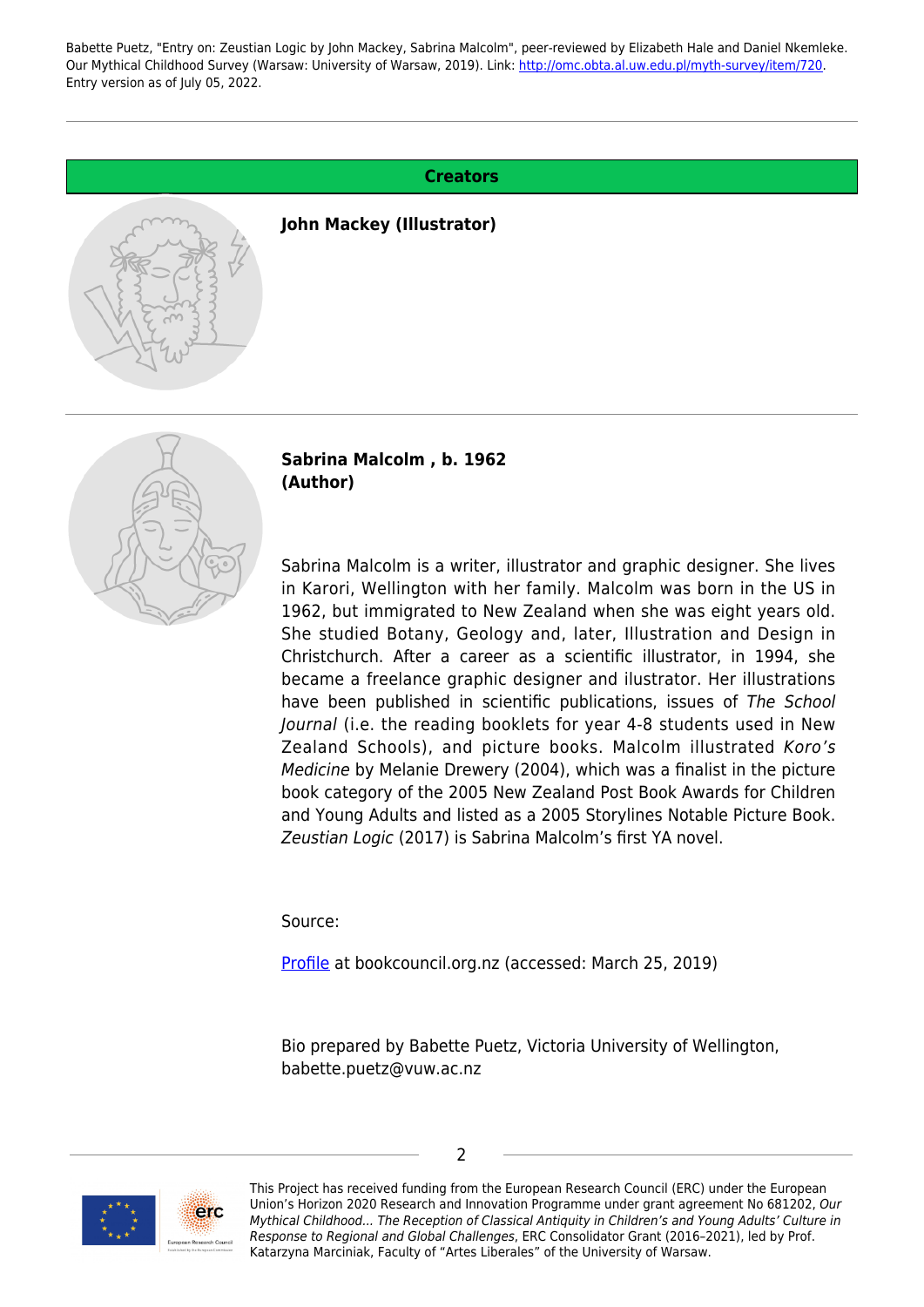## Creators

### John Mackey (Illustrator)

### Sabrina Malcolm , b. 1962 (Author)

Sabrina Malcolm is a writer, illustrator and graphic designer. She lives in Karori, Wellington with her family. Malcolm was born in the US in 1962, but immigrated to New Zealand when she was eight years old. She studied Botany, Geology and, later, Illustration and Design in Christchurch. After a career as a scientific illustrator, in 1994, she became a freelance graphic designer and ilustrator. Her illustrations have been published in scientific publications, issues of *The School Journal* (i.e. the reading booklets for year 4-8 students used in New Zealand Schools), and picture books. Malcolm illustrated *Koro's Medicine* by Melanie Drewery (2004), which was a finalist in the picture book category of the 2005 New Zealand Post Book Awards for Children and Young Adults and listed as a 2005 Storylines Notable Picture Book. *Zeustian Logic* (2017) is Sabrina Malcolm's first YA novel.

Source:

Profile at bookcouncil.org.nz (accessed: March 25, 2019)

Bio prepared by Babette Puetz, Victoria University of Wellington, babette.puetz@vuw.ac.nz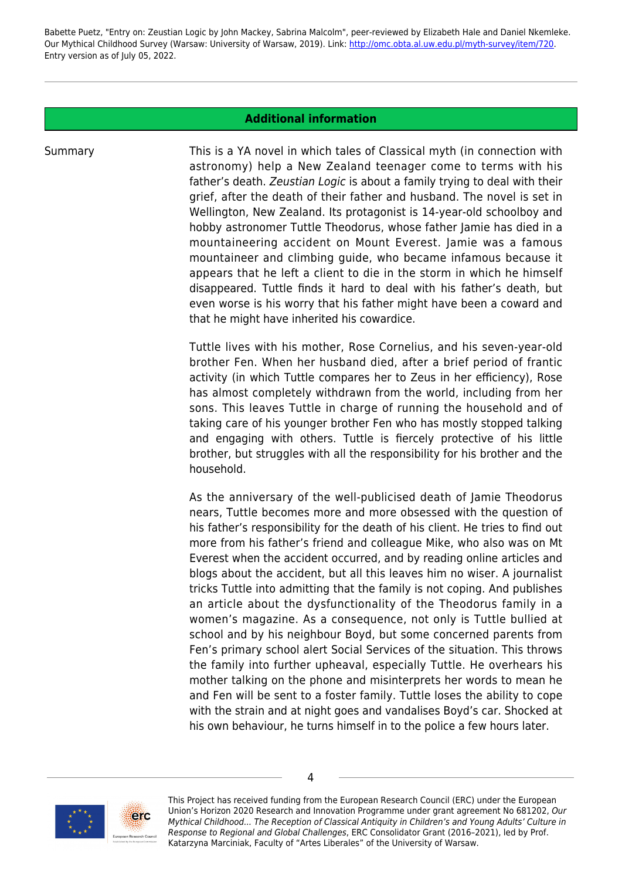## Additional information

**Summary**

This is a YA novel in which tales of Classical myth (in connection with astronomy) help a New Zealand teenager come to terms with his father's death. *Zeustian Logic* is about a family trying to deal with their grief, after the death of their father and husband. The novel is set in Wellington, New Zealand. Its protagonist is 14-year-old schoolboy and hobby astronomer Tuttle Theodorus, whose father Jamie has died in a mountaineering accident on Mount Everest. Jamie was a famous mountaineer and climbing guide, who became infamous because it appears that he left a client to die in the storm in which he himself disappeared. Tuttle finds it hard to deal with his father's death, but even worse is his worry that his father might have been a coward and that he might have inherited his cowardice.

Tuttle lives with his mother, Rose Cornelius, and his seven-year-old brother Fen. When her husband died, after a brief period of frantic activity (in which Tuttle compares her to Zeus in her efficiency), Rose has almost completely withdrawn from the world, including from her sons. This leaves Tuttle in charge of running the household and of taking care of his younger brother Fen who has mostly stopped talking and engaging with others. Tuttle is fiercely protective of his little brother, but struggles with all the responsibility for his brother and the household.

As the anniversary of the well-publicised death of Jamie Theodorus nears, Tuttle becomes more and more obsessed with the question of his father's responsibility for the death of his client. He tries to find out more from his father's friend and colleague Mike, who also was on Mt Everest when the accident occurred, and by reading online articles and blogs about the accident, but all this leaves him no wiser. A journalist tricks Tuttle into admitting that the family is not coping. And publishes an article about the dysfunctionality of the Theodorus family in a women's magazine. As a consequence, not only is Tuttle bullied at school and by his neighbour Boyd, but some concerned parents from Fen's primary school alert Social Services of the situation. This throws the family into further upheaval, especially Tuttle. He overhears his mother talking on the phone and misinterprets her words to mean he and Fen will be sent to a foster family. Tuttle loses the ability to cope with the strain and at night goes and vandalises Boyd's car. Shocked at his own behaviour, he turns himself in to the police a few hours later.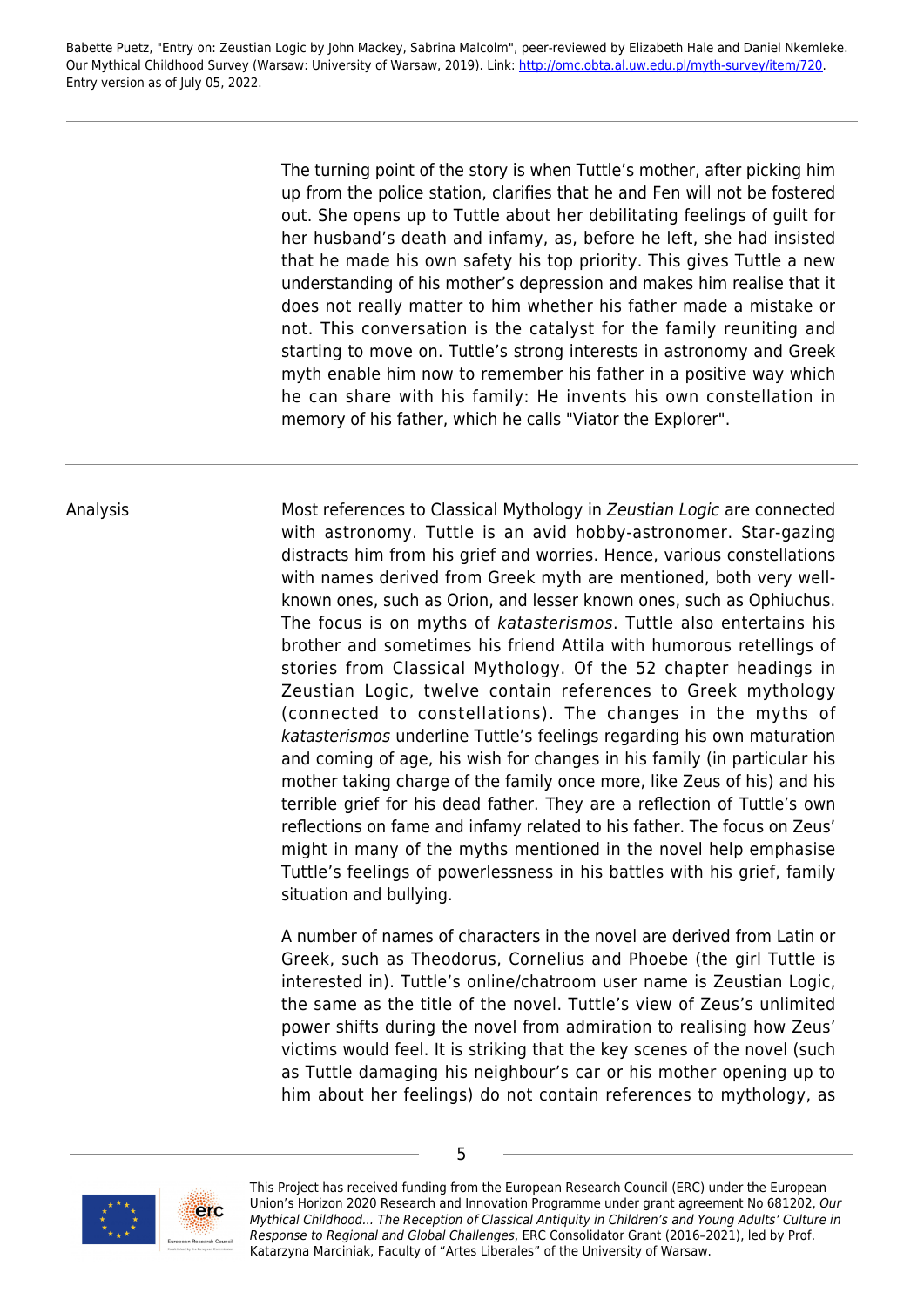The turning point of the story is when Tuttle's mother, after picking him up from the police station, clarifies that he and Fen will not be fostered out. She opens up to Tuttle about her debilitating feelings of guilt for her husband's death and infamy, as, before he left, she had insisted that he made his own safety his top priority. This gives Tuttle a new understanding of his mother's depression and makes him realise that it does not really matter to him whether his father made a mistake or not. This conversation is the catalyst for the family reuniting and starting to move on. Tuttle's strong interests in astronomy and Greek myth enable him now to remember his father in a positive way which he can share with his family: He invents his own constellation in memory of his father, which he calls "Viator the Explorer".

---

Analysis

Most references to Classical Mythology in *Zeustian Logic* are connected with astronomy. Tuttle is an avid hobby-astronomer. Star-gazing distracts him from his grief and worries. Hence, various constellations with names derived from Greek myth are mentioned, both very well-known ones, such as Orion, and lesser known ones, such as Ophiuchus. The focus is on myths of *katasterismos*. Tuttle also entertains his brother and sometimes his friend Attila with humorous retellings of stories from Classical Mythology. Of the 52 chapter headings in Zeustian Logic, twelve contain references to Greek mythology (connected to constellations). The changes in the myths of *katasterismos* underline Tuttle's feelings regarding his own maturation and coming of age, his wish for changes in his family (in particular his mother taking charge of the family once more, like Zeus of his) and his terrible grief for his dead father. They are a reflection of Tuttle's own reflections on fame and infamy related to his father. The focus on Zeus' might in many of the myths mentioned in the novel help emphasise Tuttle's feelings of powerlessness in his battles with his grief, family situation and bullying.

A number of names of characters in the novel are derived from Latin or Greek, such as Theodorus, Cornelius and Phoebe (the girl Tuttle is interested in). Tuttle's online/chatroom user name is Zeustian Logic, the same as the title of the novel. Tuttle's view of Zeus's unlimited power shifts during the novel from admiration to realising how Zeus' victims would feel. It is striking that the key scenes of the novel (such as Tuttle damaging his neighbour's car or his mother opening up to him about her feelings) do not contain references to mythology, as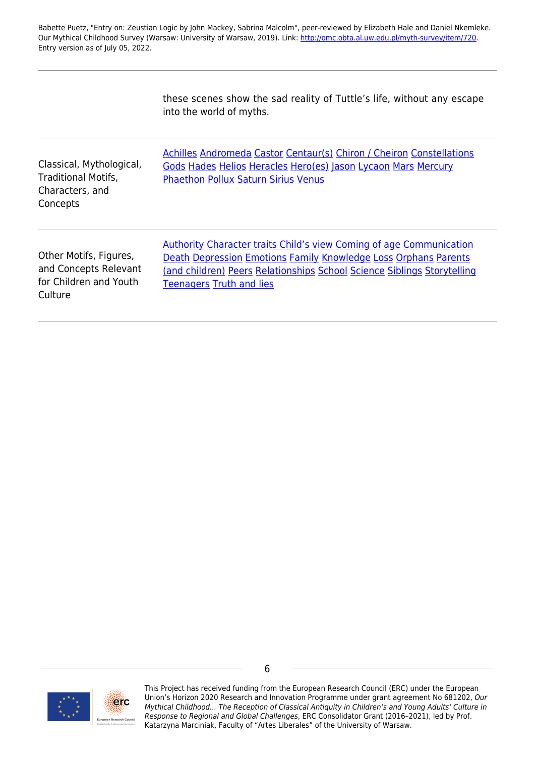| | |
|---|---|
| | these scenes show the sad reality of Tuttle's life, without any escape into the world of myths. |
| Classical, Mythological, Traditional Motifs, Characters, and Concepts | Achilles Andromeda Castor Centaur(s) Chiron / Cheiron Constellations Gods Hades Helios Heracles Hero(es) Jason Lycaon Mars Mercury Phaethon Pollux Saturn Sirius Venus |
| Other Motifs, Figures, and Concepts Relevant for Children and Youth Culture | Authority Character traits Child's view Coming of age Communication Death Depression Emotions Family Knowledge Loss Orphans Parents (and children) Peers Relationships School Science Siblings Storytelling Teenagers Truth and lies |